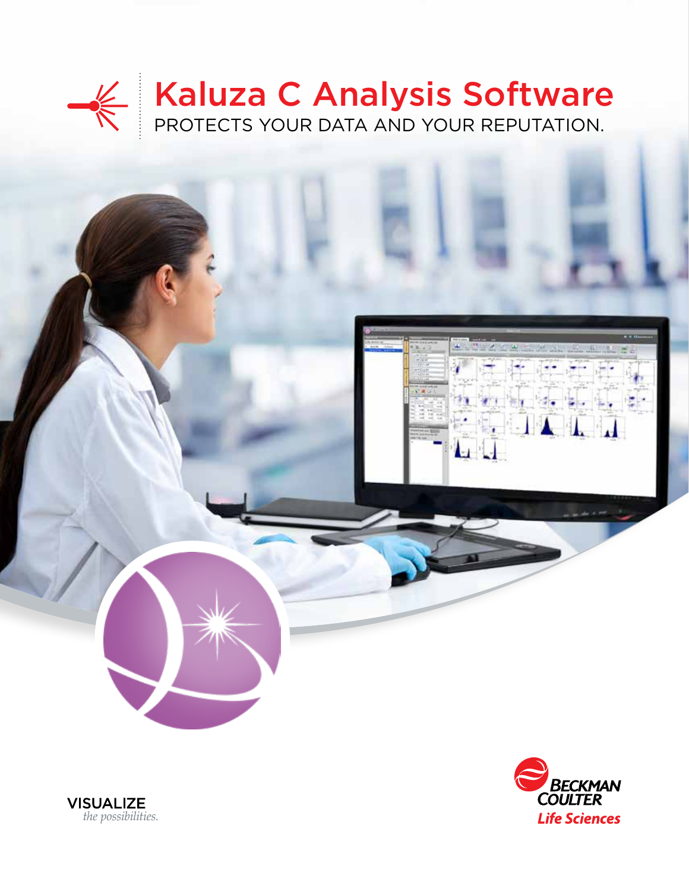# Kaluza C Analysis Software

PROTECTS YOUR DATA AND YOUR REPUTATION.

VISUALIZE
*the possibilities.*

BECKMAN COULTER
Life Sciences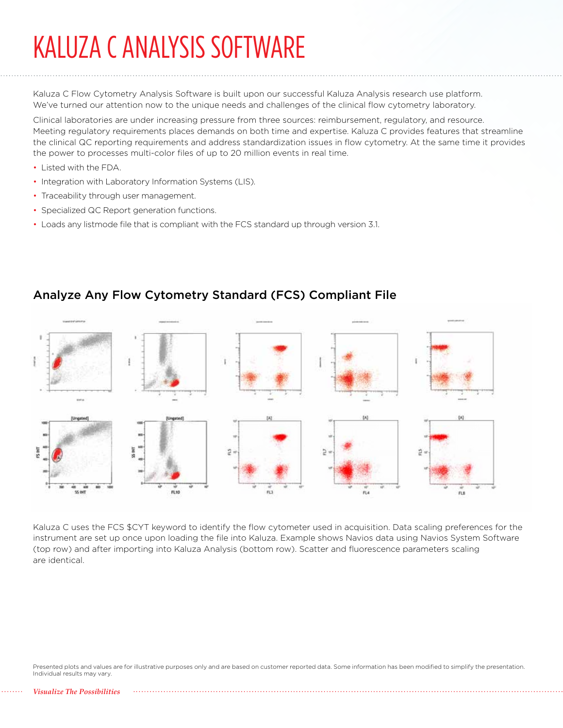# KALUZA C ANALYSIS SOFTWARE

Kaluza C Flow Cytometry Analysis Software is built upon our successful Kaluza Analysis research use platform. We've turned our attention now to the unique needs and challenges of the clinical flow cytometry laboratory.

Clinical laboratories are under increasing pressure from three sources: reimbursement, regulatory, and resource. Meeting regulatory requirements places demands on both time and expertise. Kaluza C provides features that streamline the clinical QC reporting requirements and address standardization issues in flow cytometry. At the same time it provides the power to processes multi-color files of up to 20 million events in real time.

- Listed with the FDA.
- Integration with Laboratory Information Systems (LIS).
- Traceability through user management.
- Specialized QC Report generation functions.
- Loads any listmode file that is compliant with the FCS standard up through version 3.1.

## Analyze Any Flow Cytometry Standard (FCS) Compliant File

Kaluza C uses the FCS $CYT keyword to identify the flow cytometer used in acquisition. Data scaling preferences for the instrument are set up once upon loading the file into Kaluza. Example shows Navios data using Navios System Software (top row) and after importing into Kaluza Analysis (bottom row). Scatter and fluorescence parameters scaling are identical.

Presented plots and values are for illustrative purposes only and are based on customer reported data. Some information has been modified to simplify the presentation. Individual results may vary.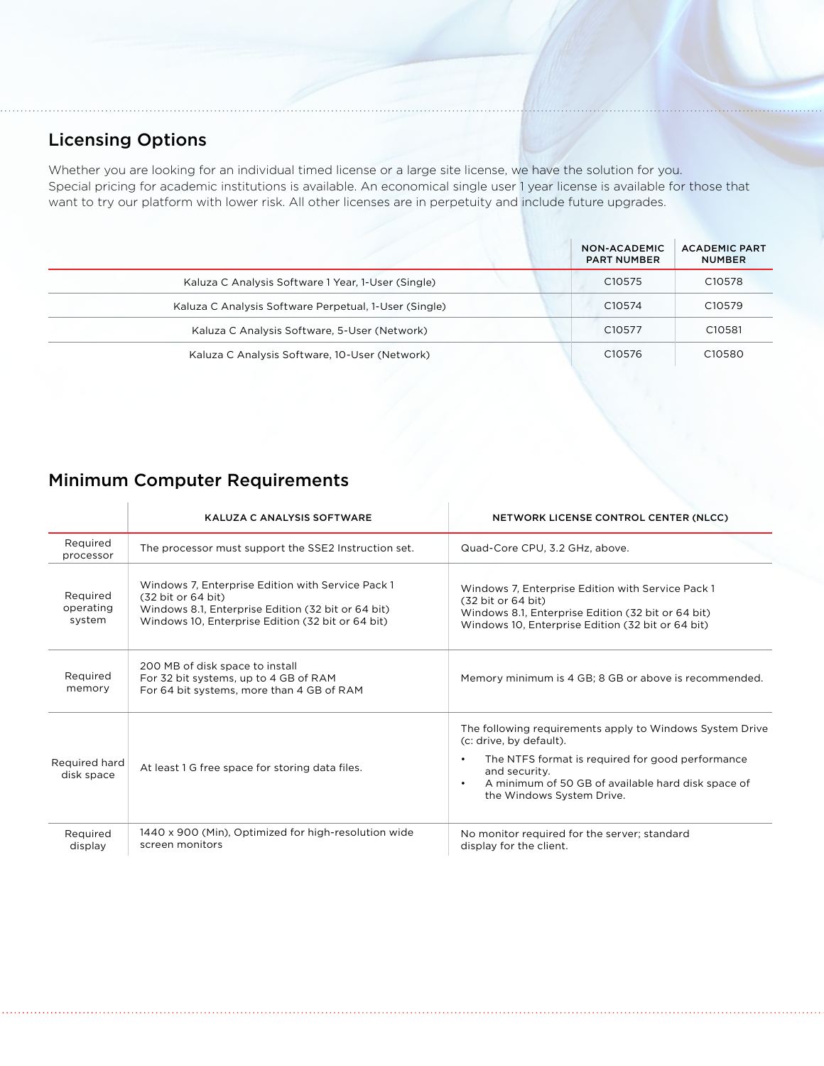## Licensing Options

Whether you are looking for an individual timed license or a large site license, we have the solution for you. Special pricing for academic institutions is available. An economical single user 1 year license is available for those that want to try our platform with lower risk. All other licenses are in perpetuity and include future upgrades.

| | NON-ACADEMIC PART NUMBER | ACADEMIC PART NUMBER |
|---|---|---|
| Kaluza C Analysis Software 1 Year, 1-User (Single) | C10575 | C10578 |
| Kaluza C Analysis Software Perpetual, 1-User (Single) | C10574 | C10579 |
| Kaluza C Analysis Software, 5-User (Network) | C10577 | C10581 |
| Kaluza C Analysis Software, 10-User (Network) | C10576 | C10580 |

## Minimum Computer Requirements

| | KALUZA C ANALYSIS SOFTWARE | NETWORK LICENSE CONTROL CENTER (NLCC) |
|---|---|---|
| Required processor | The processor must support the SSE2 Instruction set. | Quad-Core CPU, 3.2 GHz, above. |
| Required operating system | Windows 7, Enterprise Edition with Service Pack 1 (32 bit or 64 bit)<br>Windows 8.1, Enterprise Edition (32 bit or 64 bit)<br>Windows 10, Enterprise Edition (32 bit or 64 bit) | Windows 7, Enterprise Edition with Service Pack 1 (32 bit or 64 bit)<br>Windows 8.1, Enterprise Edition (32 bit or 64 bit)<br>Windows 10, Enterprise Edition (32 bit or 64 bit) |
| Required memory | 200 MB of disk space to install<br>For 32 bit systems, up to 4 GB of RAM<br>For 64 bit systems, more than 4 GB of RAM | Memory minimum is 4 GB; 8 GB or above is recommended. |
| Required hard disk space | At least 1 G free space for storing data files. | The following requirements apply to Windows System Drive (c: drive, by default).<br>• The NTFS format is required for good performance and security.<br>• A minimum of 50 GB of available hard disk space of the Windows System Drive. |
| Required display | 1440 x 900 (Min), Optimized for high-resolution wide screen monitors | No monitor required for the server; standard display for the client. |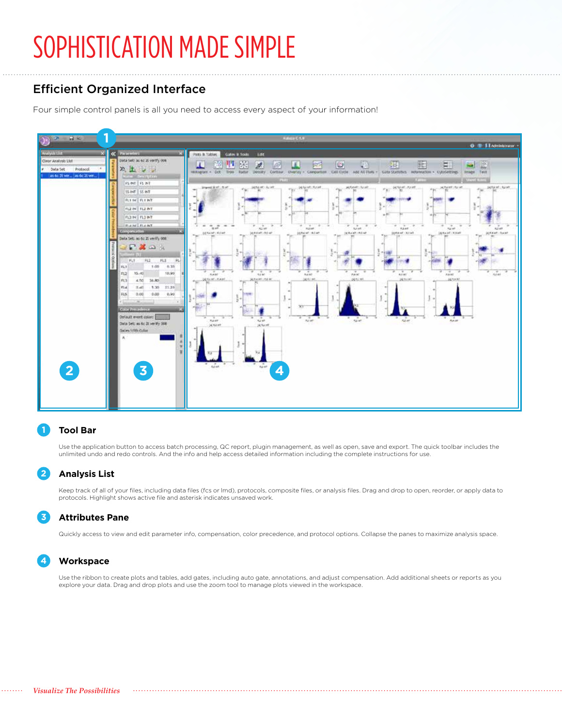# SOPHISTICATION MADE SIMPLE

## Efficient Organized Interface

Four simple control panels is all you need to access every aspect of your information!

### 1 Tool Bar

Use the application button to access batch processing, QC report, plugin management, as well as open, save and export. The quick toolbar includes the unlimited undo and redo controls. And the info and help access detailed information including the complete instructions for use.

### 2 Analysis List

Keep track of all of your files, including data files (fcs or lmd), protocols, composite files, or analysis files. Drag and drop to open, reorder, or apply data to protocols. Highlight shows active file and asterisk indicates unsaved work.

### 3 Attributes Pane

Quickly access to view and edit parameter info, compensation, color precedence, and protocol options. Collapse the panes to maximize analysis space.

### 4 Workspace

Use the ribbon to create plots and tables, add gates, including auto gate, annotations, and adjust compensation. Add additional sheets or reports as you explore your data. Drag and drop plots and use the zoom tool to manage plots viewed in the workspace.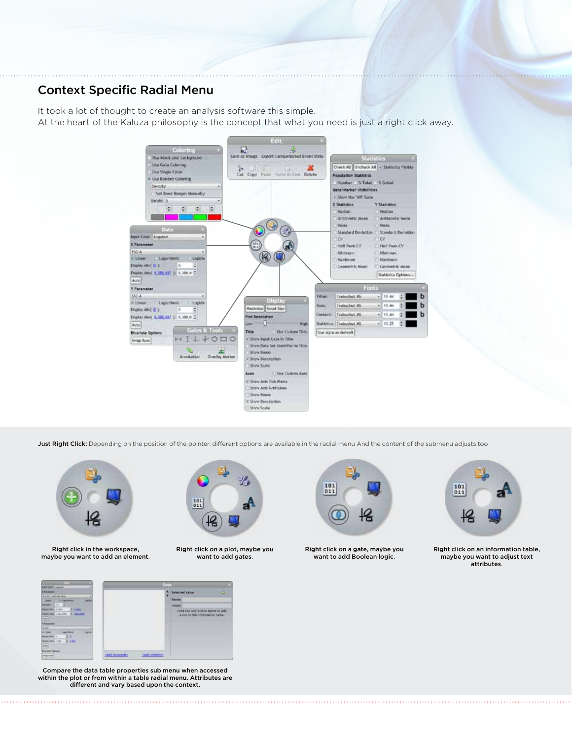## Context Specific Radial Menu

It took a lot of thought to create an analysis software this simple.
At the heart of the Kaluza philosophy is the concept that what you need is just a right click away.

**Just Right Click:** Depending on the position of the pointer, different options are available in the radial menu And the content of the submenu adjusts too

Right click in the workspace, maybe you want to add an element.

Right click on a plot, maybe you want to add gates.

Right click on a gate, maybe you want to add Boolean logic.

Right click on an information table, maybe you want to adjust text attributes.

Compare the data table properties sub menu when accessed within the plot or from within a table radial menu. Attributes are different and vary based upon the context.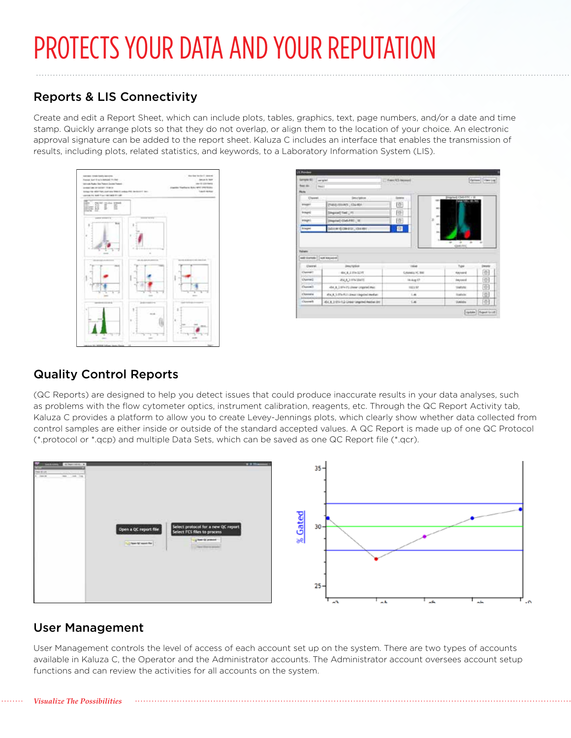# PROTECTS YOUR DATA AND YOUR REPUTATION

## Reports & LIS Connectivity

Create and edit a Report Sheet, which can include plots, tables, graphics, text, page numbers, and/or a date and time stamp. Quickly arrange plots so that they do not overlap, or align them to the location of your choice. An electronic approval signature can be added to the report sheet. Kaluza C includes an interface that enables the transmission of results, including plots, related statistics, and keywords, to a Laboratory Information System (LIS).

## Quality Control Reports

(QC Reports) are designed to help you detect issues that could produce inaccurate results in your data analyses, such as problems with the flow cytometer optics, instrument calibration, reagents, etc. Through the QC Report Activity tab, Kaluza C provides a platform to allow you to create Levey-Jennings plots, which clearly show whether data collected from control samples are either inside or outside of the standard accepted values. A QC Report is made up of one QC Protocol (*.protocol or *.qcp) and multiple Data Sets, which can be saved as one QC Report file (*.qcr).

## User Management

User Management controls the level of access of each account set up on the system. There are two types of accounts available in Kaluza C, the Operator and the Administrator accounts. The Administrator account oversees account setup functions and can review the activities for all accounts on the system.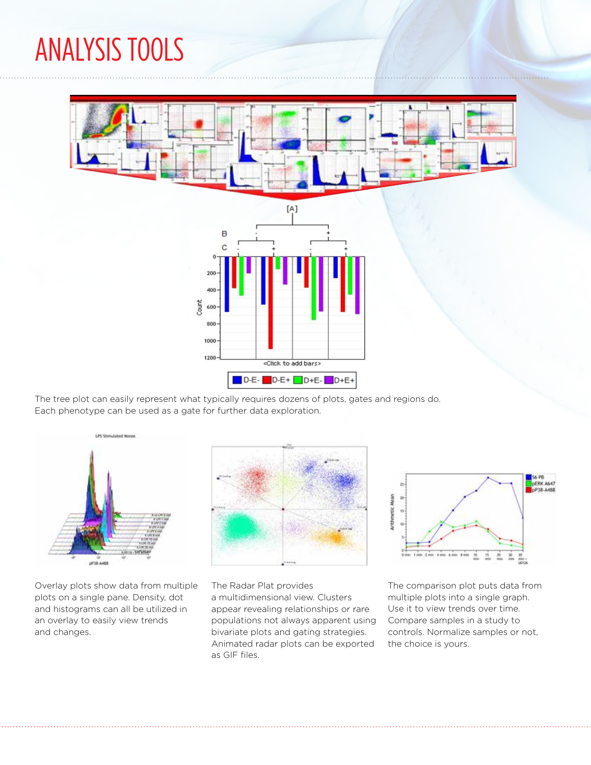# ANALYSIS TOOLS

The tree plot can easily represent what typically requires dozens of plots, gates and regions do. Each phenotype can be used as a gate for further data exploration.

Overlay plots show data from multiple plots on a single pane. Density, dot and histograms can all be utilized in an overlay to easily view trends and changes.

The Radar Plat provides a multidimensional view. Clusters appear revealing relationships or rare populations not always apparent using bivariate plots and gating strategies. Animated radar plots can be exported as GIF files.

The comparison plot puts data from multiple plots into a single graph. Use it to view trends over time. Compare samples in a study to controls. Normalize samples or not, the choice is yours.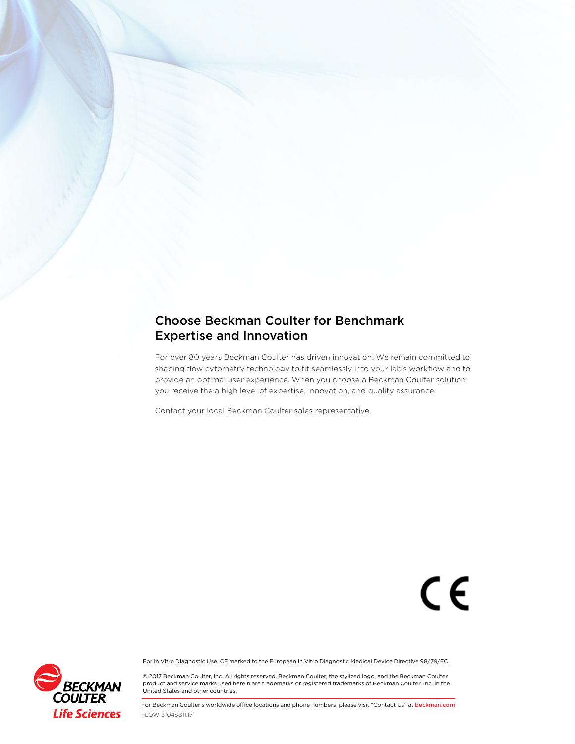## Choose Beckman Coulter for Benchmark Expertise and Innovation

For over 80 years Beckman Coulter has driven innovation. We remain committed to shaping flow cytometry technology to fit seamlessly into your lab's workflow and to provide an optimal user experience. When you choose a Beckman Coulter solution you receive the a high level of expertise, innovation, and quality assurance.

Contact your local Beckman Coulter sales representative.

For In Vitro Diagnostic Use. CE marked to the European In Vitro Diagnostic Medical Device Directive 98/79/EC.

© 2017 Beckman Coulter, Inc. All rights reserved. Beckman Coulter, the stylized logo, and the Beckman Coulter product and service marks used herein are trademarks or registered trademarks of Beckman Coulter, Inc. in the United States and other countries.

For Beckman Coulter's worldwide office locations and phone numbers, please visit "Contact Us" at **beckman.com**

FLOW-3104SB11.17